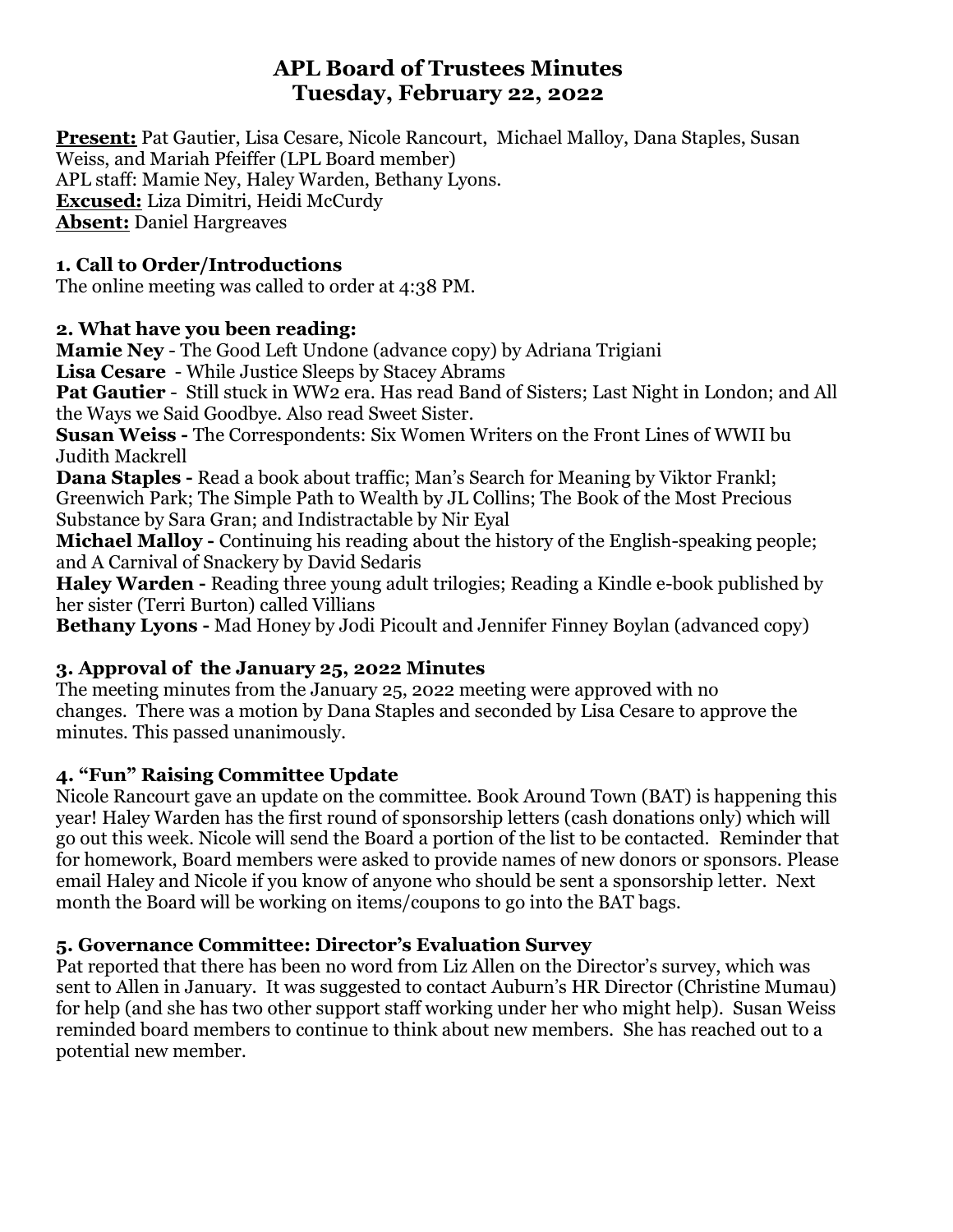# APL Board of Trustees Minutes
# Tuesday, February 22, 2022

**Present:** Pat Gautier, Lisa Cesare, Nicole Rancourt, Michael Malloy, Dana Staples, Susan Weiss, and Mariah Pfeiffer (LPL Board member)
APL staff: Mamie Ney, Haley Warden, Bethany Lyons.
**Excused:** Liza Dimitri, Heidi McCurdy
**Absent:** Daniel Hargreaves

### 1. Call to Order/Introductions

The online meeting was called to order at 4:38 PM.

### 2. What have you been reading:

**Mamie Ney** - The Good Left Undone (advance copy) by Adriana Trigiani
**Lisa Cesare** - While Justice Sleeps by Stacey Abrams
**Pat Gautier** - Still stuck in WW2 era. Has read Band of Sisters; Last Night in London; and All the Ways we Said Goodbye. Also read Sweet Sister.
**Susan Weiss -** The Correspondents: Six Women Writers on the Front Lines of WWII bu Judith Mackrell
**Dana Staples -** Read a book about traffic; Man's Search for Meaning by Viktor Frankl; Greenwich Park; The Simple Path to Wealth by JL Collins; The Book of the Most Precious Substance by Sara Gran; and Indistractable by Nir Eyal
**Michael Malloy -** Continuing his reading about the history of the English-speaking people; and A Carnival of Snackery by David Sedaris
**Haley Warden -** Reading three young adult trilogies; Reading a Kindle e-book published by her sister (Terri Burton) called Villians
**Bethany Lyons -** Mad Honey by Jodi Picoult and Jennifer Finney Boylan (advanced copy)

### 3. Approval of the January 25, 2022 Minutes

The meeting minutes from the January 25, 2022 meeting were approved with no changes. There was a motion by Dana Staples and seconded by Lisa Cesare to approve the minutes. This passed unanimously.

### 4. "Fun" Raising Committee Update

Nicole Rancourt gave an update on the committee. Book Around Town (BAT) is happening this year! Haley Warden has the first round of sponsorship letters (cash donations only) which will go out this week. Nicole will send the Board a portion of the list to be contacted. Reminder that for homework, Board members were asked to provide names of new donors or sponsors. Please email Haley and Nicole if you know of anyone who should be sent a sponsorship letter. Next month the Board will be working on items/coupons to go into the BAT bags.

### 5. Governance Committee: Director's Evaluation Survey

Pat reported that there has been no word from Liz Allen on the Director's survey, which was sent to Allen in January. It was suggested to contact Auburn's HR Director (Christine Mumau) for help (and she has two other support staff working under her who might help). Susan Weiss reminded board members to continue to think about new members. She has reached out to a potential new member.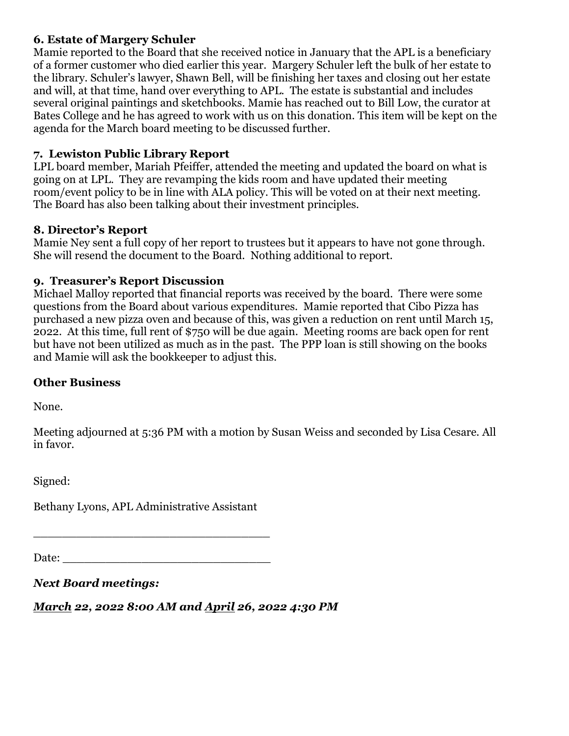**6. Estate of Margery Schuler**

Mamie reported to the Board that she received notice in January that the APL is a beneficiary of a former customer who died earlier this year. Margery Schuler left the bulk of her estate to the library. Schuler's lawyer, Shawn Bell, will be finishing her taxes and closing out her estate and will, at that time, hand over everything to APL. The estate is substantial and includes several original paintings and sketchbooks. Mamie has reached out to Bill Low, the curator at Bates College and he has agreed to work with us on this donation. This item will be kept on the agenda for the March board meeting to be discussed further.

**7. Lewiston Public Library Report**

LPL board member, Mariah Pfeiffer, attended the meeting and updated the board on what is going on at LPL. They are revamping the kids room and have updated their meeting room/event policy to be in line with ALA policy. This will be voted on at their next meeting. The Board has also been talking about their investment principles.

**8. Director's Report**

Mamie Ney sent a full copy of her report to trustees but it appears to have not gone through. She will resend the document to the Board. Nothing additional to report.

**9. Treasurer's Report Discussion**

Michael Malloy reported that financial reports was received by the board. There were some questions from the Board about various expenditures. Mamie reported that Cibo Pizza has purchased a new pizza oven and because of this, was given a reduction on rent until March 15, 2022. At this time, full rent of $750 will be due again. Meeting rooms are back open for rent but have not been utilized as much as in the past. The PPP loan is still showing on the books and Mamie will ask the bookkeeper to adjust this.

**Other Business**

None.

Meeting adjourned at 5:36 PM with a motion by Susan Weiss and seconded by Lisa Cesare. All in favor.

Signed:

Bethany Lyons, APL Administrative Assistant

___________________________________

Date: ______________________________

***Next Board meetings:***

***<u>March</u> 22, 2022 8:00 AM and <u>April</u> 26, 2022 4:30 PM***